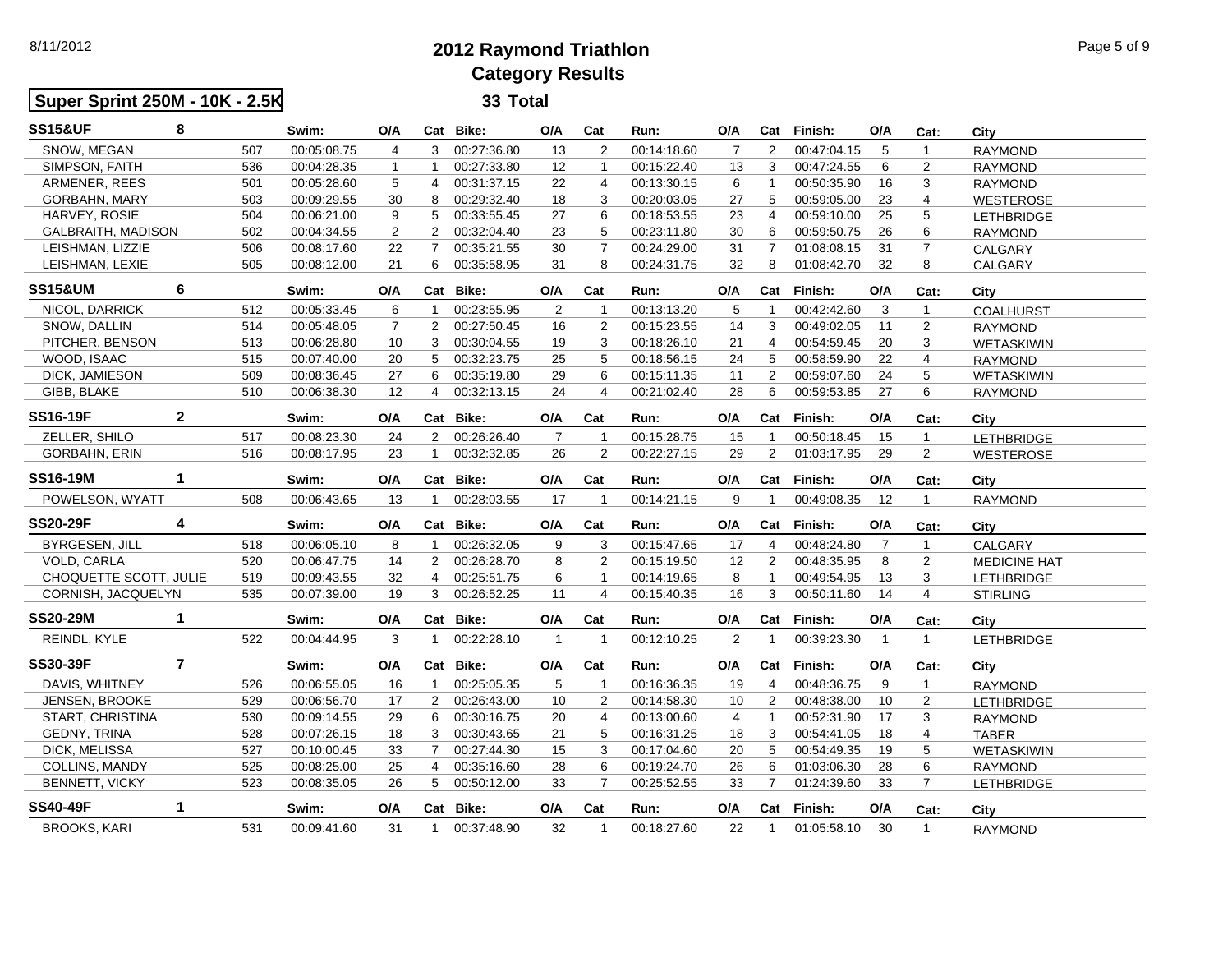# 2012 Raymond Triathlon
## Category Results

**Super Sprint 250M - 10K - 2.5K** — **33 Total**

| SS15&UF | 8 | Swim: | O/A | Cat | Bike: | O/A | Cat | Run: | O/A | Cat | Finish: | O/A | Cat: | City |
|---|---|---|---|---|---|---|---|---|---|---|---|---|---|---|
| SNOW, MEGAN | 507 | 00:05:08.75 | 4 | 3 | 00:27:36.80 | 13 | 2 | 00:14:18.60 | 7 | 2 | 00:47:04.15 | 5 | 1 | RAYMOND |
| SIMPSON, FAITH | 536 | 00:04:28.35 | 1 | 1 | 00:27:33.80 | 12 | 1 | 00:15:22.40 | 13 | 3 | 00:47:24.55 | 6 | 2 | RAYMOND |
| ARMENER, REES | 501 | 00:05:28.60 | 5 | 4 | 00:31:37.15 | 22 | 4 | 00:13:30.15 | 6 | 1 | 00:50:35.90 | 16 | 3 | RAYMOND |
| GORBAHN, MARY | 503 | 00:09:29.55 | 30 | 8 | 00:29:32.40 | 18 | 3 | 00:20:03.05 | 27 | 5 | 00:59:05.00 | 23 | 4 | WESTEROSE |
| HARVEY, ROSIE | 504 | 00:06:21.00 | 9 | 5 | 00:33:55.45 | 27 | 6 | 00:18:53.55 | 23 | 4 | 00:59:10.00 | 25 | 5 | LETHBRIDGE |
| GALBRAITH, MADISON | 502 | 00:04:34.55 | 2 | 2 | 00:32:04.40 | 23 | 5 | 00:23:11.80 | 30 | 6 | 00:59:50.75 | 26 | 6 | RAYMOND |
| LEISHMAN, LIZZIE | 506 | 00:08:17.60 | 22 | 7 | 00:35:21.55 | 30 | 7 | 00:24:29.00 | 31 | 7 | 01:08:08.15 | 31 | 7 | CALGARY |
| LEISHMAN, LEXIE | 505 | 00:08:12.00 | 21 | 6 | 00:35:58.95 | 31 | 8 | 00:24:31.75 | 32 | 8 | 01:08:42.70 | 32 | 8 | CALGARY |

| SS15&UM | 6 | Swim: | O/A | Cat | Bike: | O/A | Cat | Run: | O/A | Cat | Finish: | O/A | Cat: | City |
|---|---|---|---|---|---|---|---|---|---|---|---|---|---|---|
| NICOL, DARRICK | 512 | 00:05:33.45 | 6 | 1 | 00:23:55.95 | 2 | 1 | 00:13:13.20 | 5 | 1 | 00:42:42.60 | 3 | 1 | COALHURST |
| SNOW, DALLIN | 514 | 00:05:48.05 | 7 | 2 | 00:27:50.45 | 16 | 2 | 00:15:23.55 | 14 | 3 | 00:49:02.05 | 11 | 2 | RAYMOND |
| PITCHER, BENSON | 513 | 00:06:28.80 | 10 | 3 | 00:30:04.55 | 19 | 3 | 00:18:26.10 | 21 | 4 | 00:54:59.45 | 20 | 3 | WETASKIWIN |
| WOOD, ISAAC | 515 | 00:07:40.00 | 20 | 5 | 00:32:23.75 | 25 | 5 | 00:18:56.15 | 24 | 5 | 00:58:59.90 | 22 | 4 | RAYMOND |
| DICK, JAMIESON | 509 | 00:08:36.45 | 27 | 6 | 00:35:19.80 | 29 | 6 | 00:15:11.35 | 11 | 2 | 00:59:07.60 | 24 | 5 | WETASKIWIN |
| GIBB, BLAKE | 510 | 00:06:38.30 | 12 | 4 | 00:32:13.15 | 24 | 4 | 00:21:02.40 | 28 | 6 | 00:59:53.85 | 27 | 6 | RAYMOND |

| SS16-19F | 2 | Swim: | O/A | Cat | Bike: | O/A | Cat | Run: | O/A | Cat | Finish: | O/A | Cat: | City |
|---|---|---|---|---|---|---|---|---|---|---|---|---|---|---|
| ZELLER, SHILO | 517 | 00:08:23.30 | 24 | 2 | 00:26:26.40 | 7 | 1 | 00:15:28.75 | 15 | 1 | 00:50:18.45 | 15 | 1 | LETHBRIDGE |
| GORBAHN, ERIN | 516 | 00:08:17.95 | 23 | 1 | 00:32:32.85 | 26 | 2 | 00:22:27.15 | 29 | 2 | 01:03:17.95 | 29 | 2 | WESTEROSE |

| SS16-19M | 1 | Swim: | O/A | Cat | Bike: | O/A | Cat | Run: | O/A | Cat | Finish: | O/A | Cat: | City |
|---|---|---|---|---|---|---|---|---|---|---|---|---|---|---|
| POWELSON, WYATT | 508 | 00:06:43.65 | 13 | 1 | 00:28:03.55 | 17 | 1 | 00:14:21.15 | 9 | 1 | 00:49:08.35 | 12 | 1 | RAYMOND |

| SS20-29F | 4 | Swim: | O/A | Cat | Bike: | O/A | Cat | Run: | O/A | Cat | Finish: | O/A | Cat: | City |
|---|---|---|---|---|---|---|---|---|---|---|---|---|---|---|
| BYRGESEN, JILL | 518 | 00:06:05.10 | 8 | 1 | 00:26:32.05 | 9 | 3 | 00:15:47.65 | 17 | 4 | 00:48:24.80 | 7 | 1 | CALGARY |
| VOLD, CARLA | 520 | 00:06:47.75 | 14 | 2 | 00:26:28.70 | 8 | 2 | 00:15:19.50 | 12 | 2 | 00:48:35.95 | 8 | 2 | MEDICINE HAT |
| CHOQUETTE SCOTT, JULIE | 519 | 00:09:43.55 | 32 | 4 | 00:25:51.75 | 6 | 1 | 00:14:19.65 | 8 | 1 | 00:49:54.95 | 13 | 3 | LETHBRIDGE |
| CORNISH, JACQUELYN | 535 | 00:07:39.00 | 19 | 3 | 00:26:52.25 | 11 | 4 | 00:15:40.35 | 16 | 3 | 00:50:11.60 | 14 | 4 | STIRLING |

| SS20-29M | 1 | Swim: | O/A | Cat | Bike: | O/A | Cat | Run: | O/A | Cat | Finish: | O/A | Cat: | City |
|---|---|---|---|---|---|---|---|---|---|---|---|---|---|---|
| REINDL, KYLE | 522 | 00:04:44.95 | 3 | 1 | 00:22:28.10 | 1 | 1 | 00:12:10.25 | 2 | 1 | 00:39:23.30 | 1 | 1 | LETHBRIDGE |

| SS30-39F | 7 | Swim: | O/A | Cat | Bike: | O/A | Cat | Run: | O/A | Cat | Finish: | O/A | Cat: | City |
|---|---|---|---|---|---|---|---|---|---|---|---|---|---|---|
| DAVIS, WHITNEY | 526 | 00:06:55.05 | 16 | 1 | 00:25:05.35 | 5 | 1 | 00:16:36.35 | 19 | 4 | 00:48:36.75 | 9 | 1 | RAYMOND |
| JENSEN, BROOKE | 529 | 00:06:56.70 | 17 | 2 | 00:26:43.00 | 10 | 2 | 00:14:58.30 | 10 | 2 | 00:48:38.00 | 10 | 2 | LETHBRIDGE |
| START, CHRISTINA | 530 | 00:09:14.55 | 29 | 6 | 00:30:16.75 | 20 | 4 | 00:13:00.60 | 4 | 1 | 00:52:31.90 | 17 | 3 | RAYMOND |
| GEDNY, TRINA | 528 | 00:07:26.15 | 18 | 3 | 00:30:43.65 | 21 | 5 | 00:16:31.25 | 18 | 3 | 00:54:41.05 | 18 | 4 | TABER |
| DICK, MELISSA | 527 | 00:10:00.45 | 33 | 7 | 00:27:44.30 | 15 | 3 | 00:17:04.60 | 20 | 5 | 00:54:49.35 | 19 | 5 | WETASKIWIN |
| COLLINS, MANDY | 525 | 00:08:25.00 | 25 | 4 | 00:35:16.60 | 28 | 6 | 00:19:24.70 | 26 | 6 | 01:03:06.35 | 28 | 6 | RAYMOND |
| BENNETT, VICKY | 523 | 00:08:35.05 | 26 | 5 | 00:50:12.00 | 33 | 7 | 00:25:52.55 | 33 | 7 | 01:24:39.60 | 33 | 7 | LETHBRIDGE |

| SS40-49F | 1 | Swim: | O/A | Cat | Bike: | O/A | Cat | Run: | O/A | Cat | Finish: | O/A | Cat: | City |
|---|---|---|---|---|---|---|---|---|---|---|---|---|---|---|
| BROOKS, KARI | 531 | 00:09:41.60 | 31 | 1 | 00:37:48.90 | 32 | 1 | 00:18:27.60 | 22 | 1 | 01:05:58.10 | 30 | 1 | RAYMOND |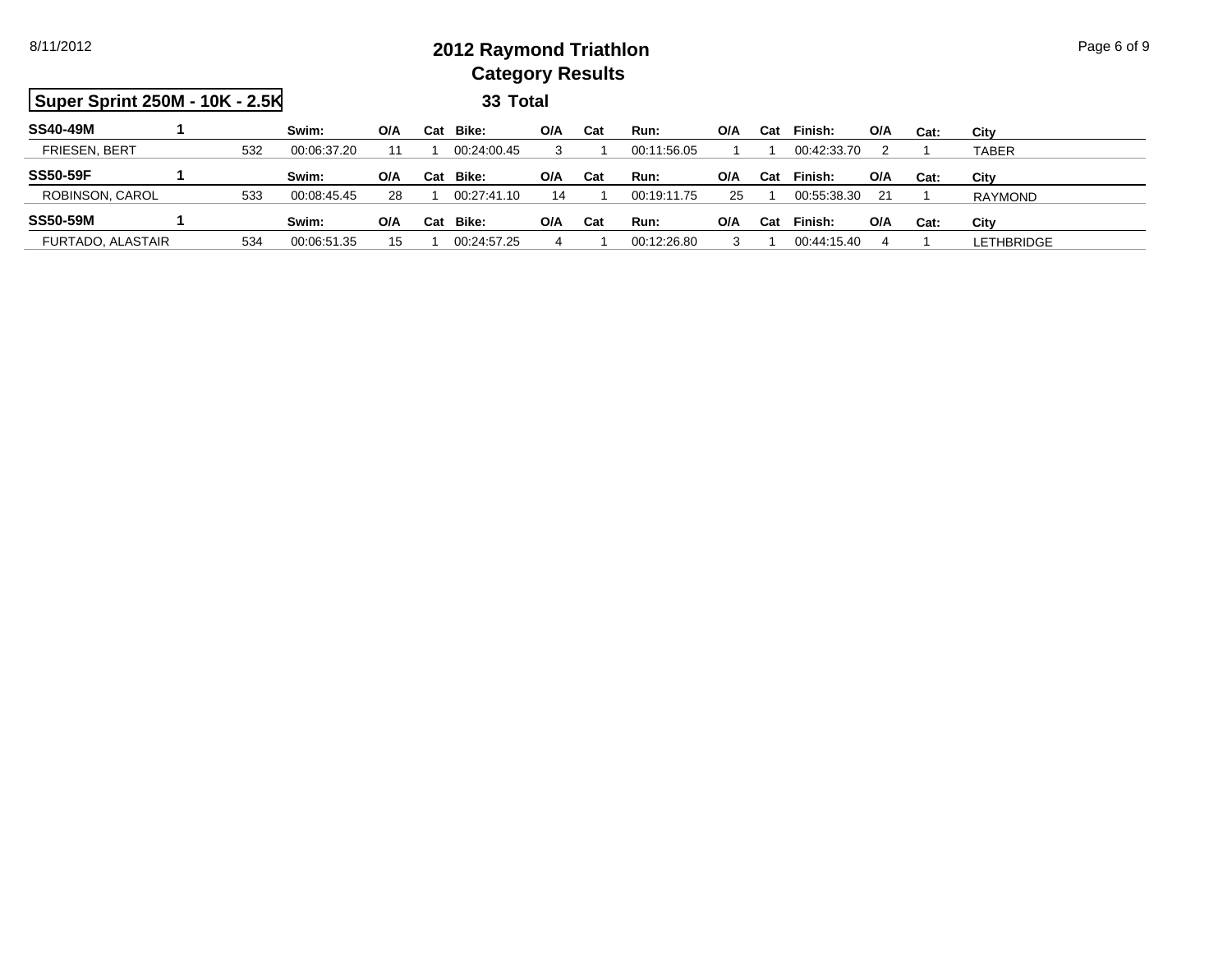# 2012 Raymond Triathlon

## Category Results

**Super Sprint 250M - 10K - 2.5K** — **33 Total**

| SS40-49M | 1 | Swim: | O/A | Cat | Bike: | O/A | Cat | Run: | O/A | Cat | Finish: | O/A | Cat: | City |
|---|---|---|---|---|---|---|---|---|---|---|---|---|---|---|
| FRIESEN, BERT | 532 | 00:06:37.20 | 11 | 1 | 00:24:00.45 | 3 | 1 | 00:11:56.05 | 1 | 1 | 00:42:33.70 | 2 | 1 | TABER |

| SS50-59F | 1 | Swim: | O/A | Cat | Bike: | O/A | Cat | Run: | O/A | Cat | Finish: | O/A | Cat: | City |
|---|---|---|---|---|---|---|---|---|---|---|---|---|---|---|
| ROBINSON, CAROL | 533 | 00:08:45.45 | 28 | 1 | 00:27:41.10 | 14 | 1 | 00:19:11.75 | 25 | 1 | 00:55:38.30 | 21 | 1 | RAYMOND |

| SS50-59M | 1 | Swim: | O/A | Cat | Bike: | O/A | Cat | Run: | O/A | Cat | Finish: | O/A | Cat: | City |
|---|---|---|---|---|---|---|---|---|---|---|---|---|---|---|
| FURTADO, ALASTAIR | 534 | 00:06:51.35 | 15 | 1 | 00:24:57.25 | 4 | 1 | 00:12:26.80 | 3 | 1 | 00:44:15.40 | 4 | 1 | LETHBRIDGE |